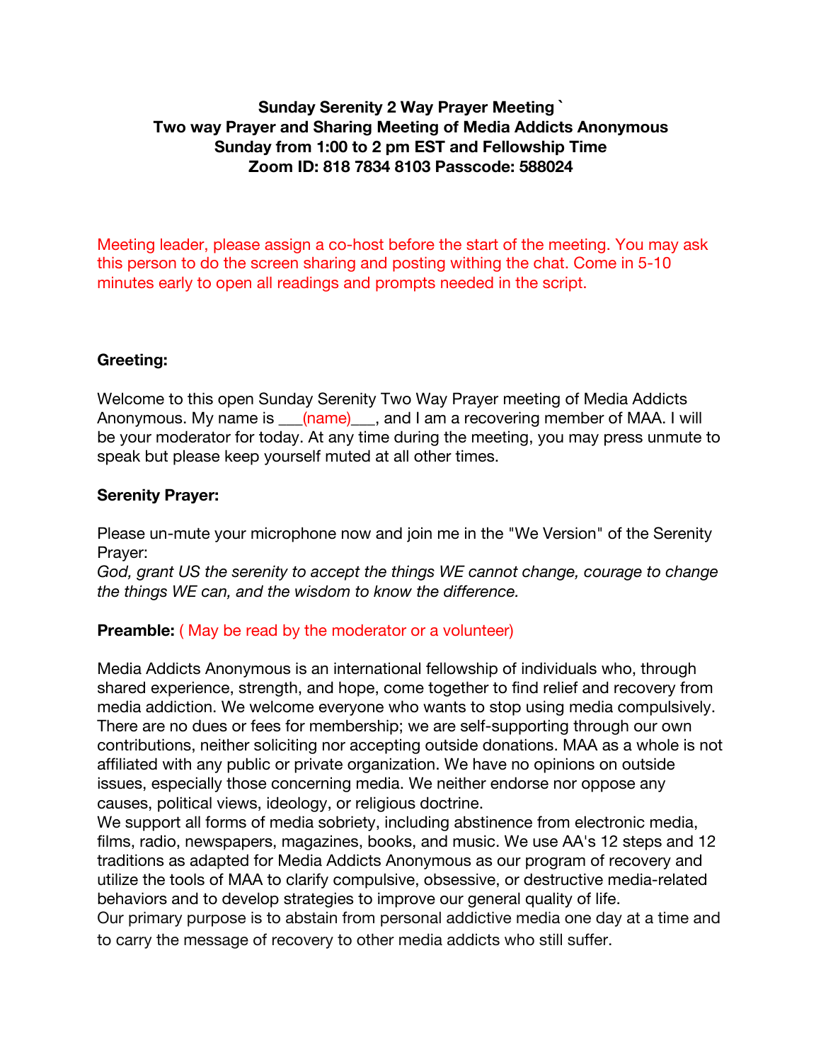**Sunday Serenity 2 Way Prayer Meeting `**
**Two way Prayer and Sharing Meeting of Media Addicts Anonymous**
**Sunday from 1:00 to 2 pm EST and Fellowship Time**
**Zoom ID: 818 7834 8103 Passcode: 588024**

Meeting leader, please assign a co-host before the start of the meeting. You may ask this person to do the screen sharing and posting withing the chat. Come in 5-10 minutes early to open all readings and prompts needed in the script.

**Greeting:**

Welcome to this open Sunday Serenity Two Way Prayer meeting of Media Addicts Anonymous. My name is ___(name)___, and I am a recovering member of MAA. I will be your moderator for today. At any time during the meeting, you may press unmute to speak but please keep yourself muted at all other times.

**Serenity Prayer:**

Please un-mute your microphone now and join me in the "We Version" of the Serenity Prayer:
*God, grant US the serenity to accept the things WE cannot change, courage to change the things WE can, and the wisdom to know the difference.*

**Preamble:** ( May be read by the moderator or a volunteer)

Media Addicts Anonymous is an international fellowship of individuals who, through shared experience, strength, and hope, come together to find relief and recovery from media addiction. We welcome everyone who wants to stop using media compulsively. There are no dues or fees for membership; we are self-supporting through our own contributions, neither soliciting nor accepting outside donations. MAA as a whole is not affiliated with any public or private organization. We have no opinions on outside issues, especially those concerning media. We neither endorse nor oppose any causes, political views, ideology, or religious doctrine.
We support all forms of media sobriety, including abstinence from electronic media, films, radio, newspapers, magazines, books, and music. We use AA's 12 steps and 12 traditions as adapted for Media Addicts Anonymous as our program of recovery and utilize the tools of MAA to clarify compulsive, obsessive, or destructive media-related behaviors and to develop strategies to improve our general quality of life.
Our primary purpose is to abstain from personal addictive media one day at a time and to carry the message of recovery to other media addicts who still suffer.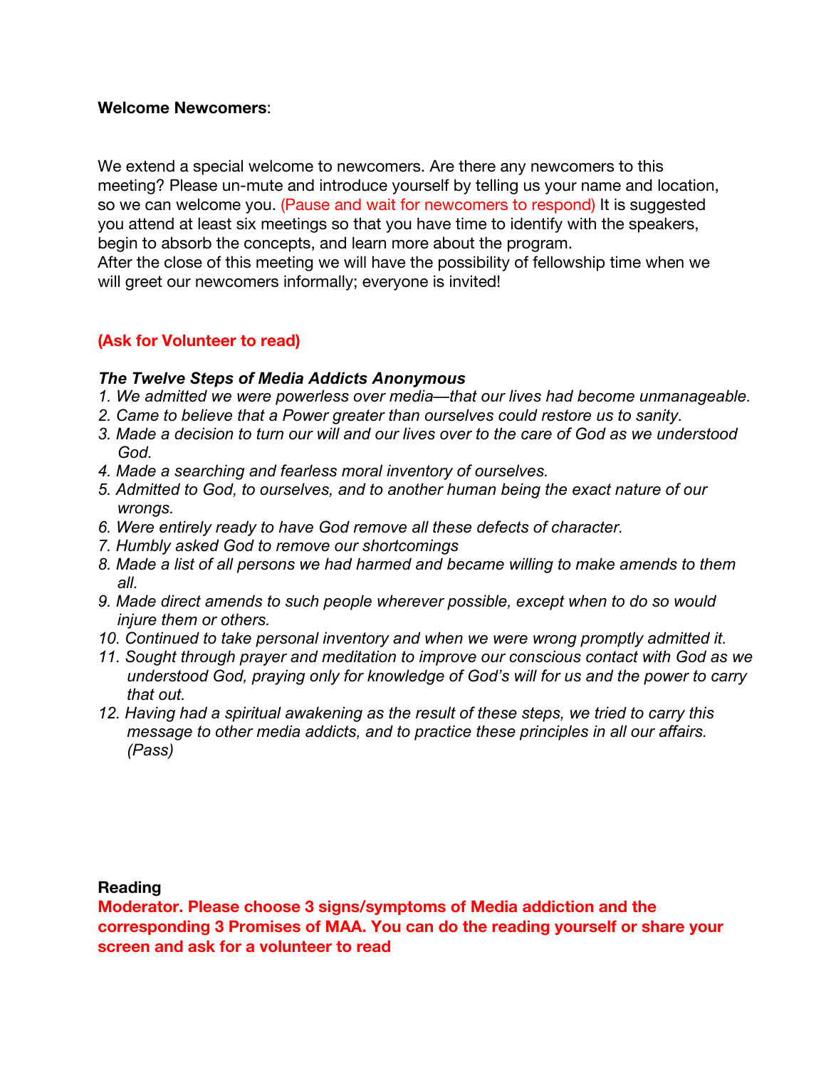**Welcome Newcomers**:

We extend a special welcome to newcomers. Are there any newcomers to this meeting? Please un-mute and introduce yourself by telling us your name and location, so we can welcome you. (Pause and wait for newcomers to respond) It is suggested you attend at least six meetings so that you have time to identify with the speakers, begin to absorb the concepts, and learn more about the program.
After the close of this meeting we will have the possibility of fellowship time when we will greet our newcomers informally; everyone is invited!

**(Ask for Volunteer to read)**

***The Twelve Steps of Media Addicts Anonymous***

1. *We admitted we were powerless over media—that our lives had become unmanageable.*
2. *Came to believe that a Power greater than ourselves could restore us to sanity.*
3. *Made a decision to turn our will and our lives over to the care of God as we understood God.*
4. *Made a searching and fearless moral inventory of ourselves.*
5. *Admitted to God, to ourselves, and to another human being the exact nature of our wrongs.*
6. *Were entirely ready to have God remove all these defects of character.*
7. *Humbly asked God to remove our shortcomings*
8. *Made a list of all persons we had harmed and became willing to make amends to them all.*
9. *Made direct amends to such people wherever possible, except when to do so would injure them or others.*
10. *Continued to take personal inventory and when we were wrong promptly admitted it.*
11. *Sought through prayer and meditation to improve our conscious contact with God as we understood God, praying only for knowledge of God's will for us and the power to carry that out.*
12. *Having had a spiritual awakening as the result of these steps, we tried to carry this message to other media addicts, and to practice these principles in all our affairs. (Pass)*

**Reading**

**Moderator. Please choose 3 signs/symptoms of Media addiction and the corresponding 3 Promises of MAA. You can do the reading yourself or share your screen and ask for a volunteer to read**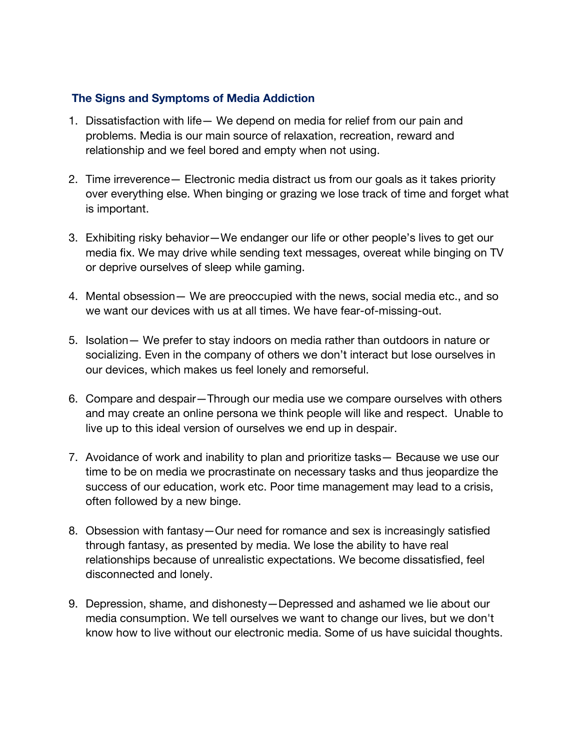### The Signs and Symptoms of Media Addiction

1. Dissatisfaction with life— We depend on media for relief from our pain and problems. Media is our main source of relaxation, recreation, reward and relationship and we feel bored and empty when not using.

2. Time irreverence— Electronic media distract us from our goals as it takes priority over everything else. When binging or grazing we lose track of time and forget what is important.

3. Exhibiting risky behavior—We endanger our life or other people's lives to get our media fix. We may drive while sending text messages, overeat while binging on TV or deprive ourselves of sleep while gaming.

4. Mental obsession— We are preoccupied with the news, social media etc., and so we want our devices with us at all times. We have fear-of-missing-out.

5. Isolation— We prefer to stay indoors on media rather than outdoors in nature or socializing. Even in the company of others we don't interact but lose ourselves in our devices, which makes us feel lonely and remorseful.

6. Compare and despair—Through our media use we compare ourselves with others and may create an online persona we think people will like and respect. Unable to live up to this ideal version of ourselves we end up in despair.

7. Avoidance of work and inability to plan and prioritize tasks— Because we use our time to be on media we procrastinate on necessary tasks and thus jeopardize the success of our education, work etc. Poor time management may lead to a crisis, often followed by a new binge.

8. Obsession with fantasy—Our need for romance and sex is increasingly satisfied through fantasy, as presented by media. We lose the ability to have real relationships because of unrealistic expectations. We become dissatisfied, feel disconnected and lonely.

9. Depression, shame, and dishonesty—Depressed and ashamed we lie about our media consumption. We tell ourselves we want to change our lives, but we don't know how to live without our electronic media. Some of us have suicidal thoughts.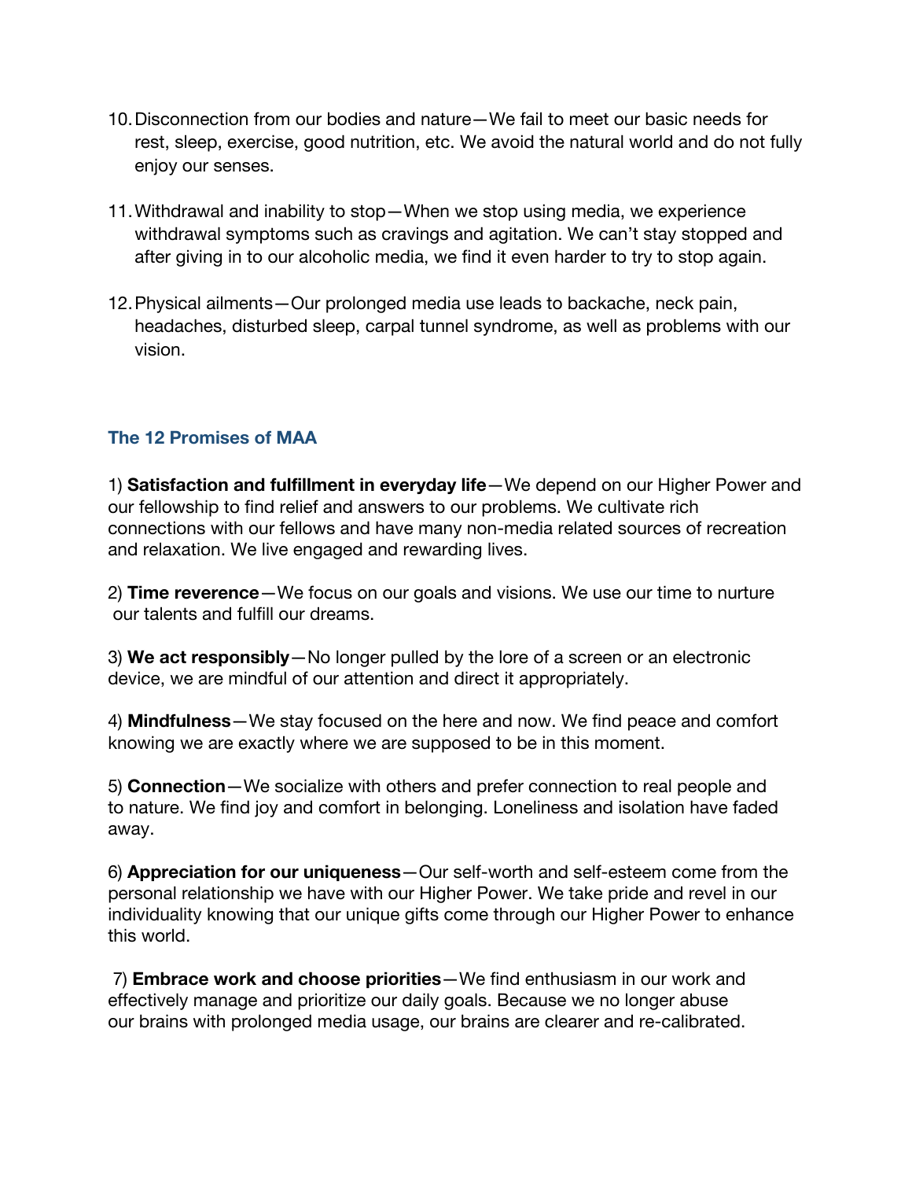10. Disconnection from our bodies and nature—We fail to meet our basic needs for rest, sleep, exercise, good nutrition, etc. We avoid the natural world and do not fully enjoy our senses.

11. Withdrawal and inability to stop—When we stop using media, we experience withdrawal symptoms such as cravings and agitation. We can't stay stopped and after giving in to our alcoholic media, we find it even harder to try to stop again.

12. Physical ailments—Our prolonged media use leads to backache, neck pain, headaches, disturbed sleep, carpal tunnel syndrome, as well as problems with our vision.

### The 12 Promises of MAA

1) **Satisfaction and fulfillment in everyday life**—We depend on our Higher Power and our fellowship to find relief and answers to our problems. We cultivate rich connections with our fellows and have many non-media related sources of recreation and relaxation. We live engaged and rewarding lives.

2) **Time reverence**—We focus on our goals and visions. We use our time to nurture our talents and fulfill our dreams.

3) **We act responsibly**—No longer pulled by the lore of a screen or an electronic device, we are mindful of our attention and direct it appropriately.

4) **Mindfulness**—We stay focused on the here and now. We find peace and comfort knowing we are exactly where we are supposed to be in this moment.

5) **Connection**—We socialize with others and prefer connection to real people and to nature. We find joy and comfort in belonging. Loneliness and isolation have faded away.

6) **Appreciation for our uniqueness**—Our self-worth and self-esteem come from the personal relationship we have with our Higher Power. We take pride and revel in our individuality knowing that our unique gifts come through our Higher Power to enhance this world.

7) **Embrace work and choose priorities**—We find enthusiasm in our work and effectively manage and prioritize our daily goals. Because we no longer abuse our brains with prolonged media usage, our brains are clearer and re-calibrated.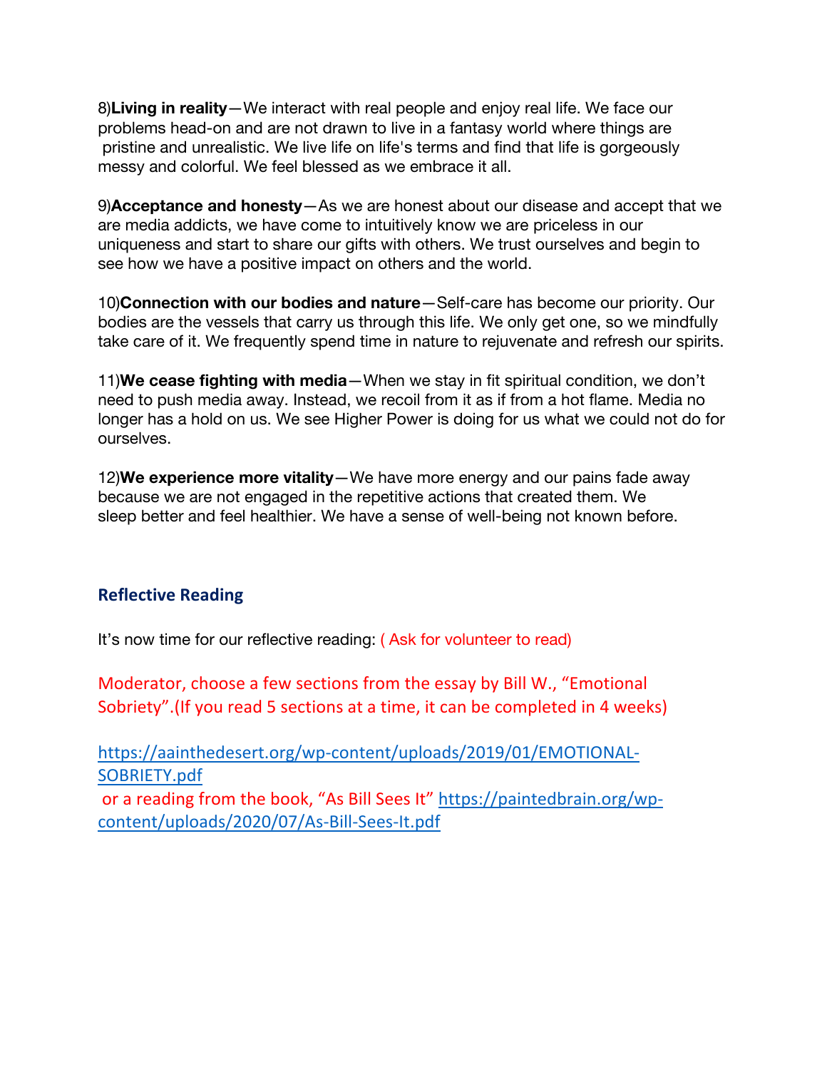8)**Living in reality**—We interact with real people and enjoy real life. We face our problems head-on and are not drawn to live in a fantasy world where things are pristine and unrealistic. We live life on life's terms and find that life is gorgeously messy and colorful. We feel blessed as we embrace it all.

9)**Acceptance and honesty**—As we are honest about our disease and accept that we are media addicts, we have come to intuitively know we are priceless in our uniqueness and start to share our gifts with others. We trust ourselves and begin to see how we have a positive impact on others and the world.

10)**Connection with our bodies and nature**—Self-care has become our priority. Our bodies are the vessels that carry us through this life. We only get one, so we mindfully take care of it. We frequently spend time in nature to rejuvenate and refresh our spirits.

11)**We cease fighting with media**—When we stay in fit spiritual condition, we don't need to push media away. Instead, we recoil from it as if from a hot flame. Media no longer has a hold on us. We see Higher Power is doing for us what we could not do for ourselves.

12)**We experience more vitality**—We have more energy and our pains fade away because we are not engaged in the repetitive actions that created them. We sleep better and feel healthier. We have a sense of well-being not known before.

### Reflective Reading

It's now time for our reflective reading: ( Ask for volunteer to read)

Moderator, choose a few sections from the essay by Bill W., "Emotional Sobriety".(If you read 5 sections at a time, it can be completed in 4 weeks)

https://aainthedesert.org/wp-content/uploads/2019/01/EMOTIONAL-SOBRIETY.pdf

or a reading from the book, "As Bill Sees It" https://paintedbrain.org/wp-content/uploads/2020/07/As-Bill-Sees-It.pdf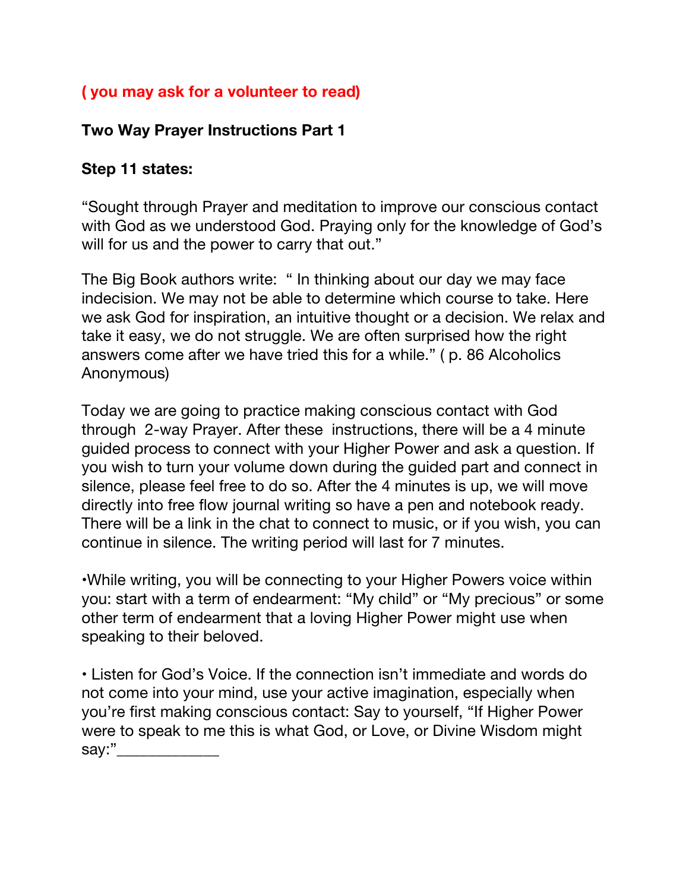**( you may ask for a volunteer to read)**

**Two Way Prayer Instructions Part 1**

**Step 11 states:**

"Sought through Prayer and meditation to improve our conscious contact with God as we understood God. Praying only for the knowledge of God's will for us and the power to carry that out."

The Big Book authors write: " In thinking about our day we may face indecision. We may not be able to determine which course to take. Here we ask God for inspiration, an intuitive thought or a decision. We relax and take it easy, we do not struggle. We are often surprised how the right answers come after we have tried this for a while." ( p. 86 Alcoholics Anonymous)

Today we are going to practice making conscious contact with God through 2-way Prayer. After these instructions, there will be a 4 minute guided process to connect with your Higher Power and ask a question. If you wish to turn your volume down during the guided part and connect in silence, please feel free to do so. After the 4 minutes is up, we will move directly into free flow journal writing so have a pen and notebook ready. There will be a link in the chat to connect to music, or if you wish, you can continue in silence. The writing period will last for 7 minutes.

- While writing, you will be connecting to your Higher Powers voice within you: start with a term of endearment: "My child" or "My precious" or some other term of endearment that a loving Higher Power might use when speaking to their beloved.

- Listen for God's Voice. If the connection isn't immediate and words do not come into your mind, use your active imagination, especially when you're first making conscious contact: Say to yourself, "If Higher Power were to speak to me this is what God, or Love, or Divine Wisdom might say:"____________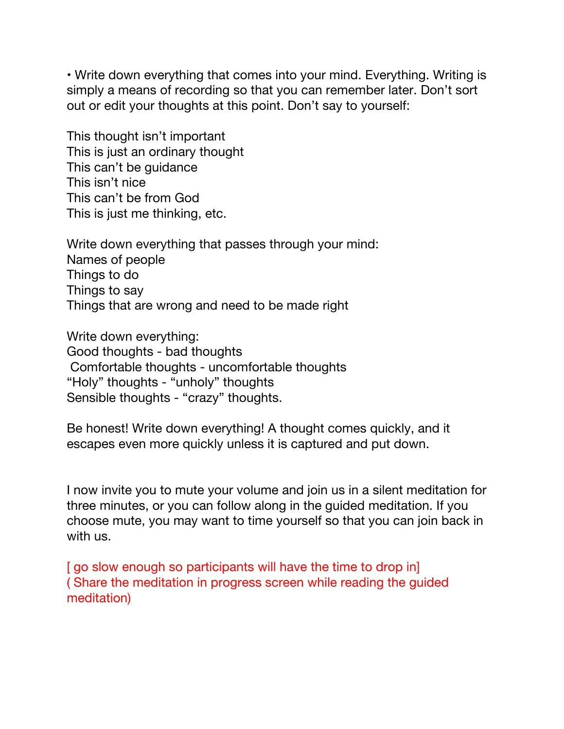• Write down everything that comes into your mind. Everything. Writing is simply a means of recording so that you can remember later. Don't sort out or edit your thoughts at this point. Don't say to yourself:

This thought isn't important
This is just an ordinary thought
This can't be guidance
This isn't nice
This can't be from God
This is just me thinking, etc.

Write down everything that passes through your mind:
Names of people
Things to do
Things to say
Things that are wrong and need to be made right

Write down everything:
Good thoughts - bad thoughts
Comfortable thoughts - uncomfortable thoughts
"Holy" thoughts - "unholy" thoughts
Sensible thoughts - "crazy" thoughts.

Be honest! Write down everything! A thought comes quickly, and it escapes even more quickly unless it is captured and put down.

I now invite you to mute your volume and join us in a silent meditation for three minutes, or you can follow along in the guided meditation. If you choose mute, you may want to time yourself so that you can join back in with us.

[ go slow enough so participants will have the time to drop in]
( Share the meditation in progress screen while reading the guided meditation)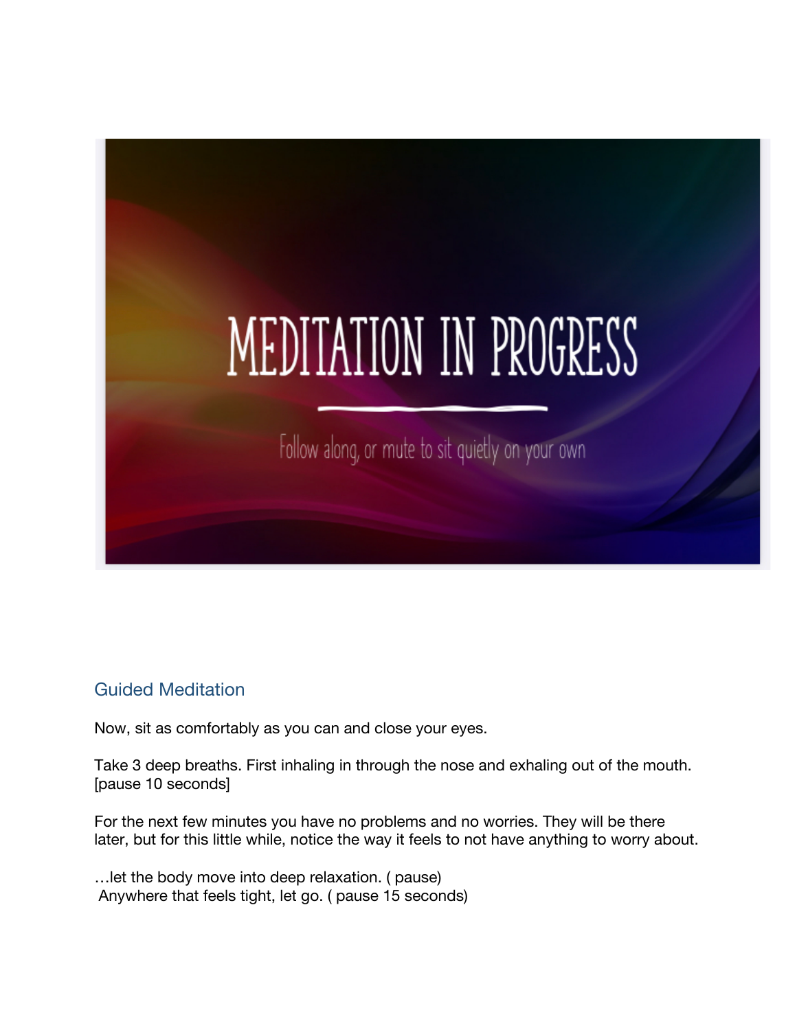MEDITATION IN PROGRESS

Follow along, or mute to sit quietly on your own

## Guided Meditation

Now, sit as comfortably as you can and close your eyes.

Take 3 deep breaths. First inhaling in through the nose and exhaling out of the mouth. [pause 10 seconds]

For the next few minutes you have no problems and no worries. They will be there later, but for this little while, notice the way it feels to not have anything to worry about.

…let the body move into deep relaxation. ( pause)
Anywhere that feels tight, let go. ( pause 15 seconds)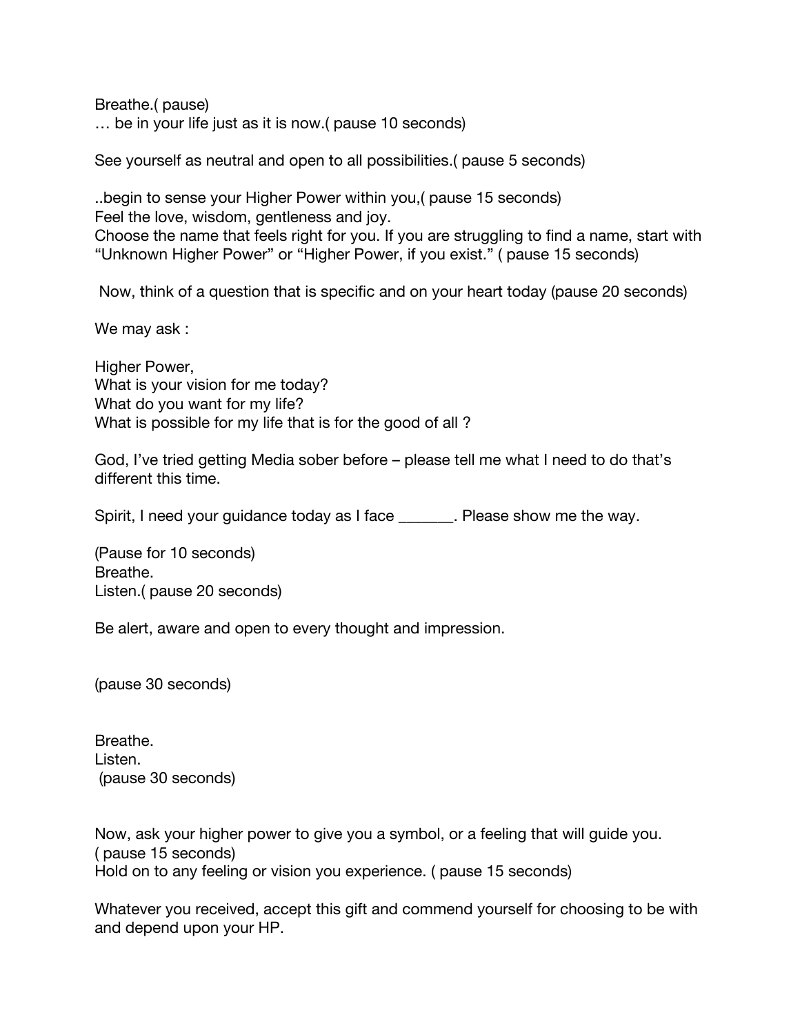Breathe.( pause)
… be in your life just as it is now.( pause 10 seconds)

See yourself as neutral and open to all possibilities.( pause 5 seconds)

..begin to sense your Higher Power within you,( pause 15 seconds)
Feel the love, wisdom, gentleness and joy.
Choose the name that feels right for you. If you are struggling to find a name, start with "Unknown Higher Power" or "Higher Power, if you exist." ( pause 15 seconds)

Now, think of a question that is specific and on your heart today (pause 20 seconds)

We may ask :

Higher Power,
What is your vision for me today?
What do you want for my life?
What is possible for my life that is for the good of all ?

God, I've tried getting Media sober before – please tell me what I need to do that's different this time.

Spirit, I need your guidance today as I face _______. Please show me the way.

(Pause for 10 seconds)
Breathe.
Listen.( pause 20 seconds)

Be alert, aware and open to every thought and impression.

(pause 30 seconds)

Breathe.
Listen.
(pause 30 seconds)

Now, ask your higher power to give you a symbol, or a feeling that will guide you.
( pause 15 seconds)
Hold on to any feeling or vision you experience. ( pause 15 seconds)

Whatever you received, accept this gift and commend yourself for choosing to be with and depend upon your HP.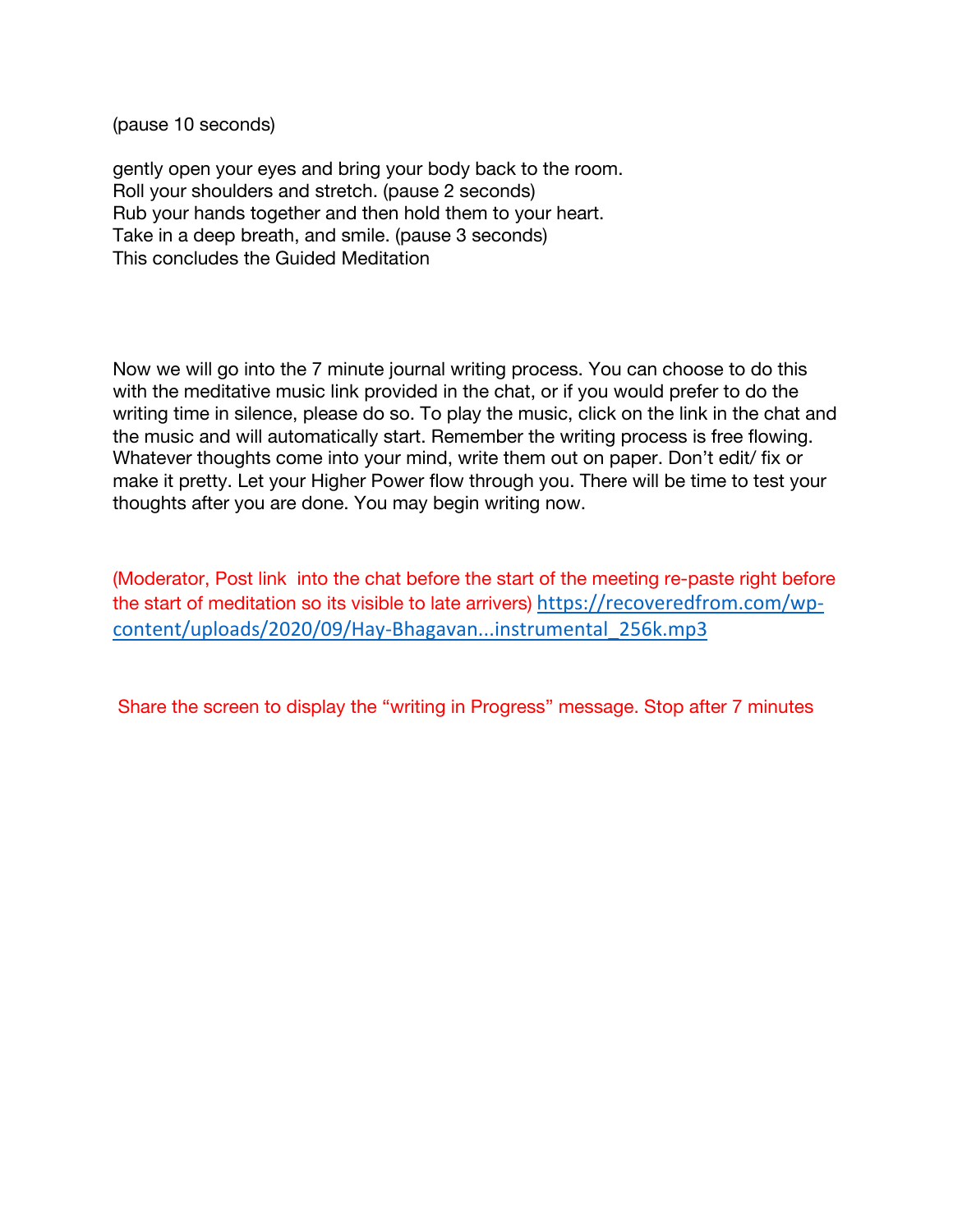(pause 10 seconds)

gently open your eyes and bring your body back to the room.
Roll your shoulders and stretch. (pause 2 seconds)
Rub your hands together and then hold them to your heart.
Take in a deep breath, and smile. (pause 3 seconds)
This concludes the Guided Meditation

Now we will go into the 7 minute journal writing process. You can choose to do this with the meditative music link provided in the chat, or if you would prefer to do the writing time in silence, please do so. To play the music, click on the link in the chat and the music and will automatically start. Remember the writing process is free flowing. Whatever thoughts come into your mind, write them out on paper. Don't edit/ fix or make it pretty. Let your Higher Power flow through you. There will be time to test your thoughts after you are done. You may begin writing now.

(Moderator, Post link  into the chat before the start of the meeting re-paste right before the start of meditation so its visible to late arrivers) https://recoveredfrom.com/wp-content/uploads/2020/09/Hay-Bhagavan...instrumental_256k.mp3

Share the screen to display the "writing in Progress" message. Stop after 7 minutes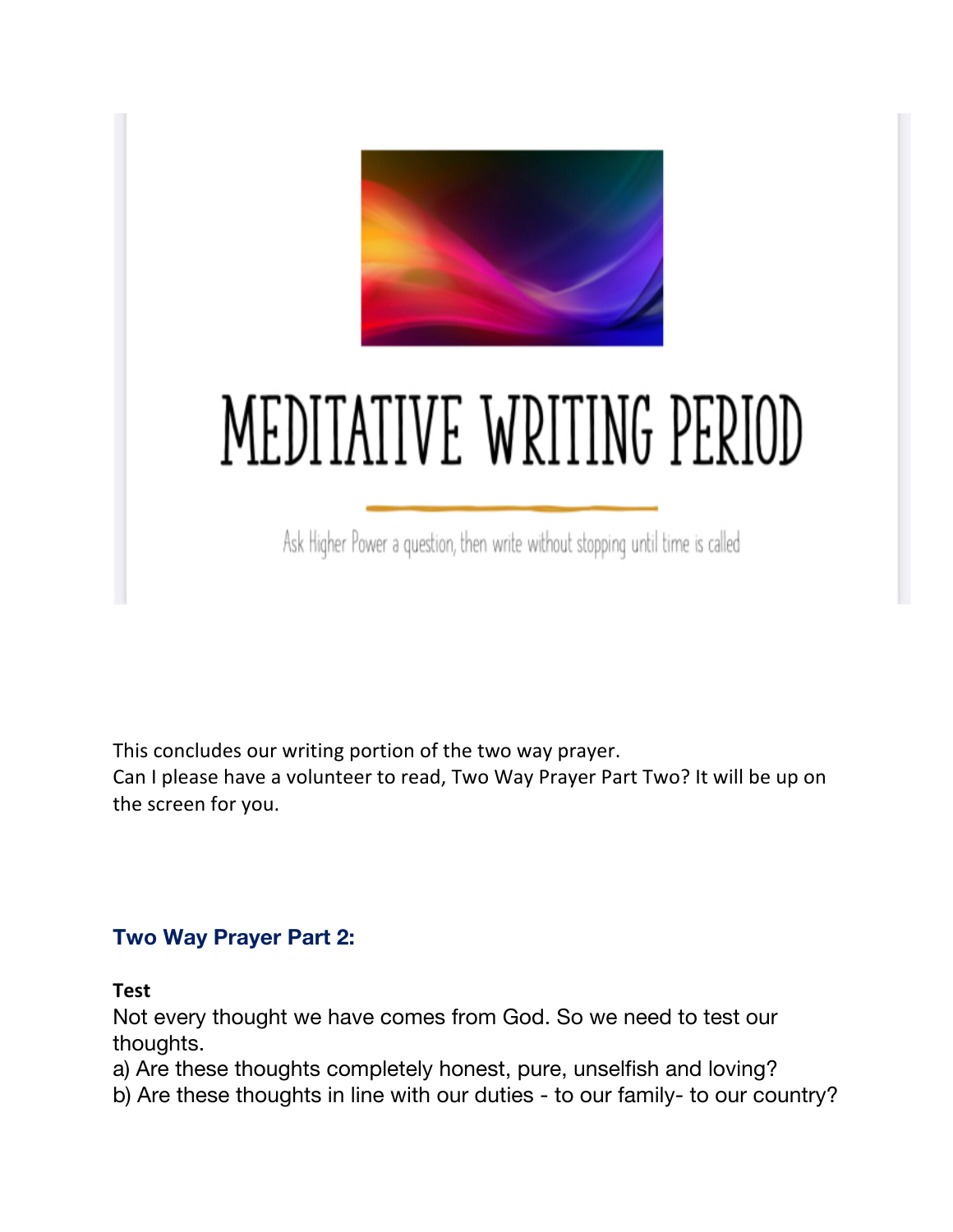# MEDITATIVE WRITING PERIOD

Ask Higher Power a question, then write without stopping until time is called

This concludes our writing portion of the two way prayer.
Can I please have a volunteer to read, Two Way Prayer Part Two? It will be up on the screen for you.

## Two Way Prayer Part 2:

**Test**

Not every thought we have comes from God. So we need to test our thoughts.

a) Are these thoughts completely honest, pure, unselfish and loving?
b) Are these thoughts in line with our duties - to our family- to our country?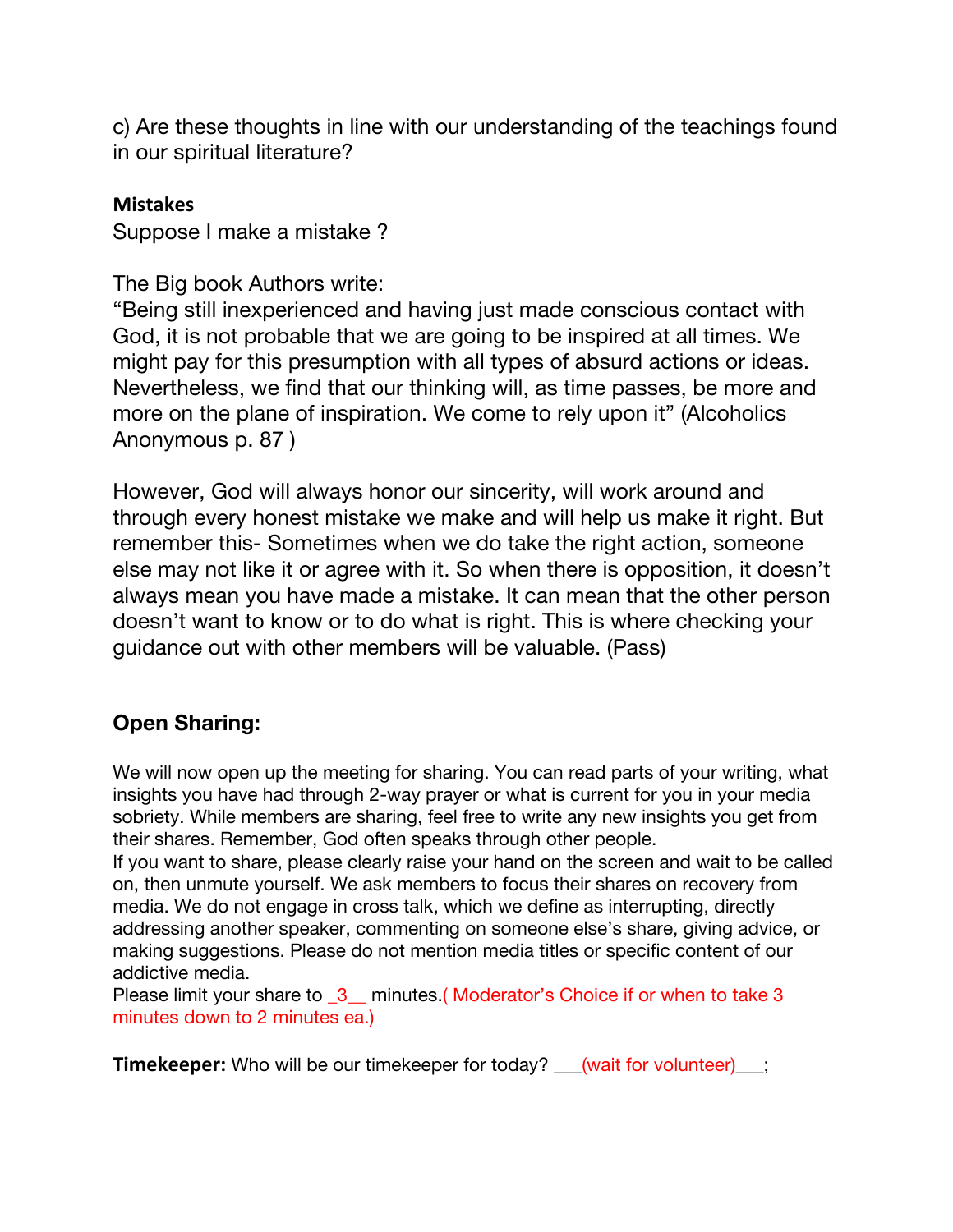c) Are these thoughts in line with our understanding of the teachings found in our spiritual literature?

**Mistakes**

Suppose I make a mistake ?

The Big book Authors write:
"Being still inexperienced and having just made conscious contact with God, it is not probable that we are going to be inspired at all times. We might pay for this presumption with all types of absurd actions or ideas. Nevertheless, we find that our thinking will, as time passes, be more and more on the plane of inspiration. We come to rely upon it" (Alcoholics Anonymous p. 87 )

However, God will always honor our sincerity, will work around and through every honest mistake we make and will help us make it right. But remember this- Sometimes when we do take the right action, someone else may not like it or agree with it. So when there is opposition, it doesn't always mean you have made a mistake. It can mean that the other person doesn't want to know or to do what is right. This is where checking your guidance out with other members will be valuable. (Pass)

## Open Sharing:

We will now open up the meeting for sharing. You can read parts of your writing, what insights you have had through 2-way prayer or what is current for you in your media sobriety. While members are sharing, feel free to write any new insights you get from their shares. Remember, God often speaks through other people.
If you want to share, please clearly raise your hand on the screen and wait to be called on, then unmute yourself. We ask members to focus their shares on recovery from media. We do not engage in cross talk, which we define as interrupting, directly addressing another speaker, commenting on someone else's share, giving advice, or making suggestions. Please do not mention media titles or specific content of our addictive media.
Please limit your share to _3__ minutes.( Moderator's Choice if or when to take 3 minutes down to 2 minutes ea.)

**Timekeeper:** Who will be our timekeeper for today? ___(wait for volunteer)___;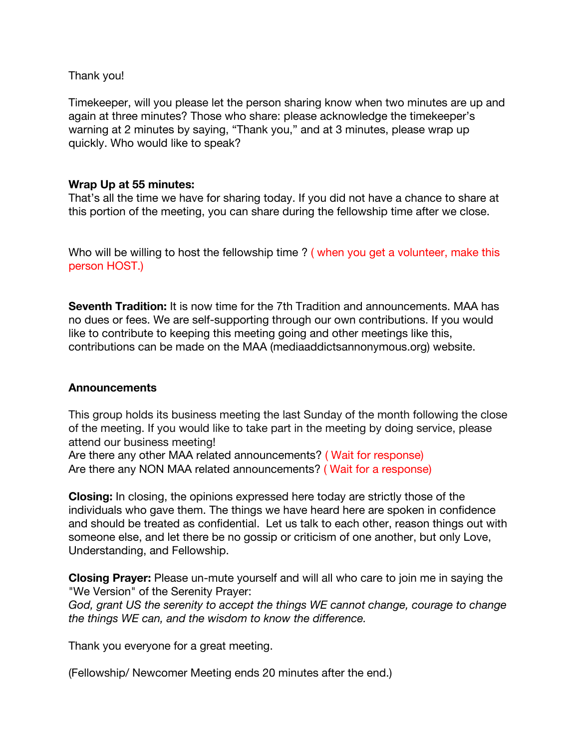Thank you!

Timekeeper, will you please let the person sharing know when two minutes are up and again at three minutes? Those who share: please acknowledge the timekeeper's warning at 2 minutes by saying, "Thank you," and at 3 minutes, please wrap up quickly. Who would like to speak?

**Wrap Up at 55 minutes:**
That's all the time we have for sharing today. If you did not have a chance to share at this portion of the meeting, you can share during the fellowship time after we close.

Who will be willing to host the fellowship time ? ( when you get a volunteer, make this person HOST.)

**Seventh Tradition:** It is now time for the 7th Tradition and announcements. MAA has no dues or fees. We are self-supporting through our own contributions. If you would like to contribute to keeping this meeting going and other meetings like this, contributions can be made on the MAA (mediaaddictsannonymous.org) website.

**Announcements**

This group holds its business meeting the last Sunday of the month following the close of the meeting. If you would like to take part in the meeting by doing service, please attend our business meeting!
Are there any other MAA related announcements? ( Wait for response)
Are there any NON MAA related announcements? ( Wait for a response)

**Closing:** In closing, the opinions expressed here today are strictly those of the individuals who gave them. The things we have heard here are spoken in confidence and should be treated as confidential. Let us talk to each other, reason things out with someone else, and let there be no gossip or criticism of one another, but only Love, Understanding, and Fellowship.

**Closing Prayer:** Please un-mute yourself and will all who care to join me in saying the "We Version" of the Serenity Prayer:
*God, grant US the serenity to accept the things WE cannot change, courage to change the things WE can, and the wisdom to know the difference.*

Thank you everyone for a great meeting.

(Fellowship/ Newcomer Meeting ends 20 minutes after the end.)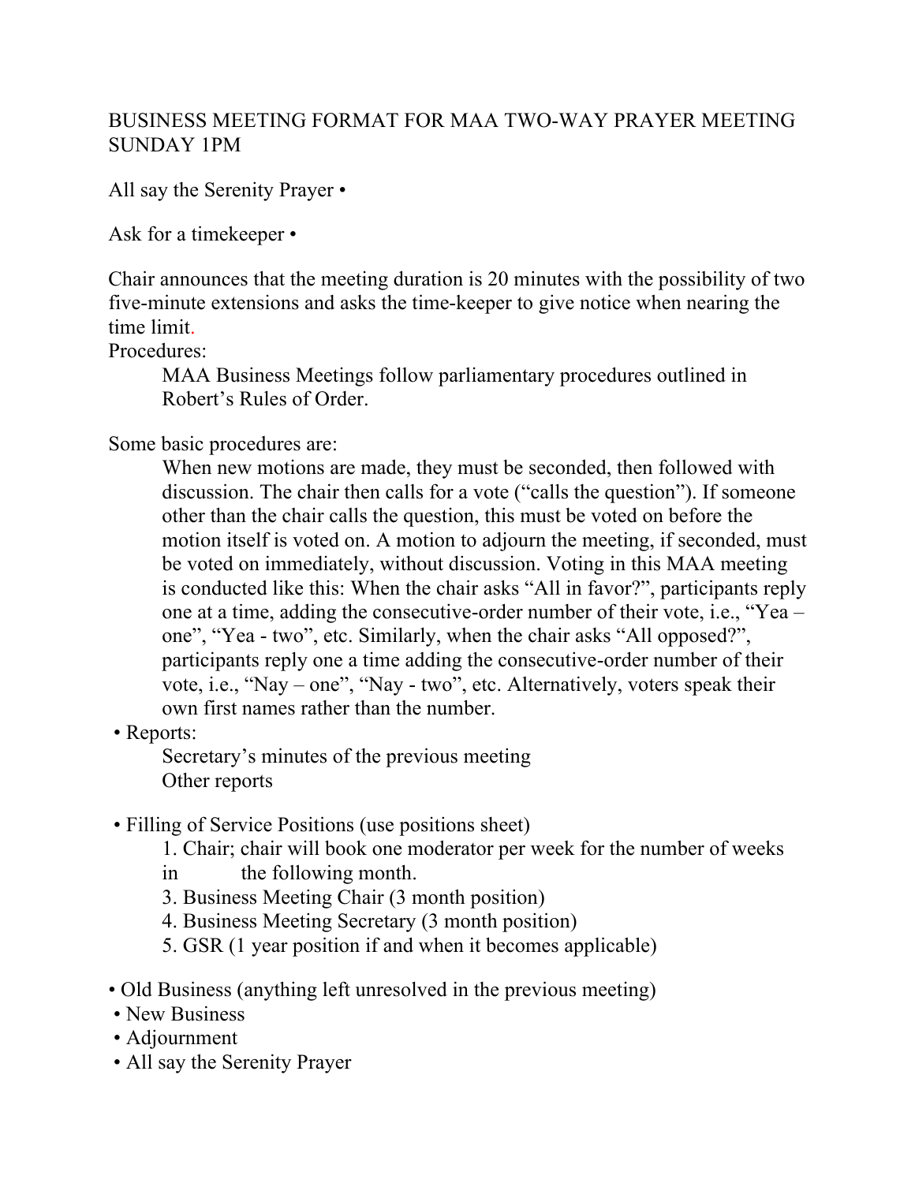BUSINESS MEETING FORMAT FOR MAA TWO-WAY PRAYER MEETING SUNDAY 1PM

All say the Serenity Prayer •

Ask for a timekeeper •

Chair announces that the meeting duration is 20 minutes with the possibility of two five-minute extensions and asks the time-keeper to give notice when nearing the time limit.

Procedures:

MAA Business Meetings follow parliamentary procedures outlined in Robert's Rules of Order.

Some basic procedures are:

When new motions are made, they must be seconded, then followed with discussion. The chair then calls for a vote ("calls the question"). If someone other than the chair calls the question, this must be voted on before the motion itself is voted on. A motion to adjourn the meeting, if seconded, must be voted on immediately, without discussion. Voting in this MAA meeting is conducted like this: When the chair asks "All in favor?", participants reply one at a time, adding the consecutive-order number of their vote, i.e., "Yea – one", "Yea - two", etc. Similarly, when the chair asks "All opposed?", participants reply one a time adding the consecutive-order number of their vote, i.e., "Nay – one", "Nay - two", etc. Alternatively, voters speak their own first names rather than the number.

- Reports:
  - Secretary's minutes of the previous meeting
  - Other reports
- Filling of Service Positions (use positions sheet)
  1. Chair; chair will book one moderator per week for the number of weeks in the following month.
  3. Business Meeting Chair (3 month position)
  4. Business Meeting Secretary (3 month position)
  5. GSR (1 year position if and when it becomes applicable)
- Old Business (anything left unresolved in the previous meeting)
- New Business
- Adjournment
- All say the Serenity Prayer